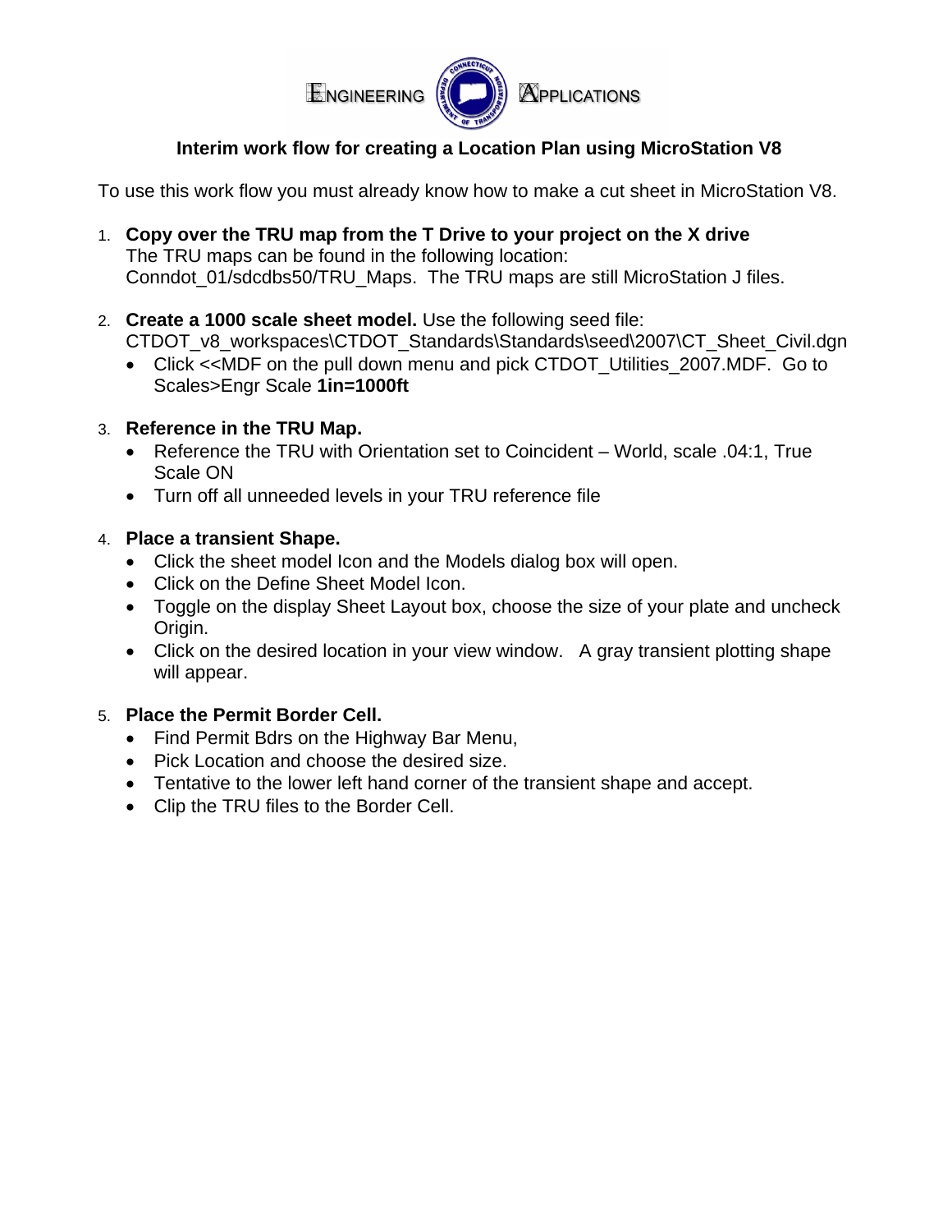ENGINEERING APPLICATIONS

# Interim work flow for creating a Location Plan using MicroStation V8

To use this work flow you must already know how to make a cut sheet in MicroStation V8.

1. **Copy over the TRU map from the T Drive to your project on the X drive**
   The TRU maps can be found in the following location: Conndot_01/sdcdbs50/TRU_Maps. The TRU maps are still MicroStation J files.

2. **Create a 1000 scale sheet model.** Use the following seed file: CTDOT_v8_workspaces\CTDOT_Standards\Standards\seed\2007\CT_Sheet_Civil.dgn
   - Click <<MDF on the pull down menu and pick CTDOT_Utilities_2007.MDF. Go to Scales>Engr Scale **1in=1000ft**

3. **Reference in the TRU Map.**
   - Reference the TRU with Orientation set to Coincident – World, scale .04:1, True Scale ON
   - Turn off all unneeded levels in your TRU reference file

4. **Place a transient Shape.**
   - Click the sheet model Icon and the Models dialog box will open.
   - Click on the Define Sheet Model Icon.
   - Toggle on the display Sheet Layout box, choose the size of your plate and uncheck Origin.
   - Click on the desired location in your view window. A gray transient plotting shape will appear.

5. **Place the Permit Border Cell.**
   - Find Permit Bdrs on the Highway Bar Menu,
   - Pick Location and choose the desired size.
   - Tentative to the lower left hand corner of the transient shape and accept.
   - Clip the TRU files to the Border Cell.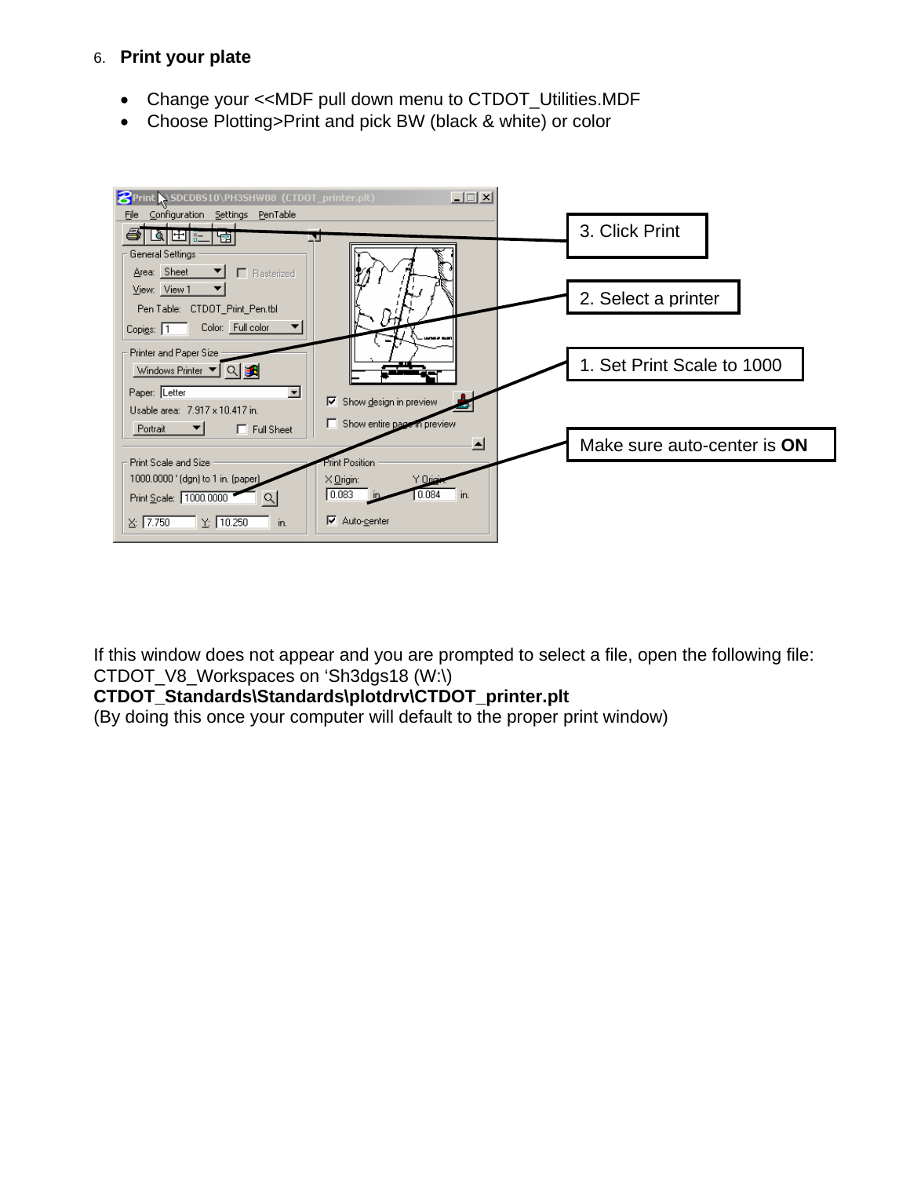6. **Print your plate**

- Change your <<MDF pull down menu to CTDOT_Utilities.MDF
- Choose Plotting>Print and pick BW (black & white) or color

3. Click Print

2. Select a printer

1. Set Print Scale to 1000

Make sure auto-center is **ON**

If this window does not appear and you are prompted to select a file, open the following file:
CTDOT_V8_Workspaces on 'Sh3dgs18 (W:\)
**CTDOT_Standards\Standards\plotdrv\CTDOT_printer.plt**
(By doing this once your computer will default to the proper print window)